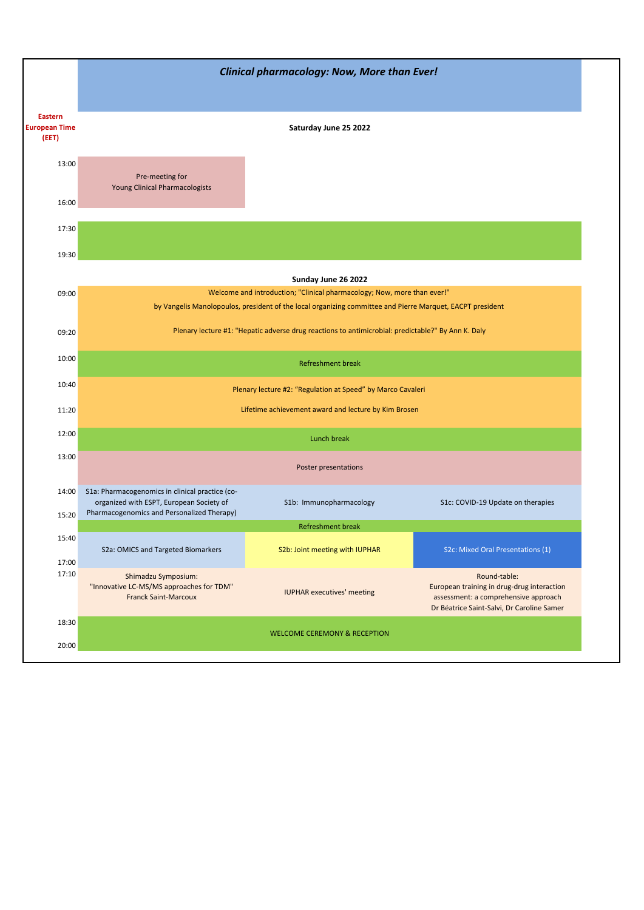# *Clinical pharmacology: Now, More than Ever!*

| Eastern European Time (EET) | | | |
|---|---|---|---|
| | **Saturday June 25 2022** | | |
| 13:00–16:00 | Pre-meeting for Young Clinical Pharmacologists | | |
| 17:30–19:30 | | | |
| | **Sunday June 26 2022** | | |
| 09:00 | Welcome and introduction; "Clinical pharmacology; Now, more than ever!" by Vangelis Manolopoulos, president of the local organizing committee and Pierre Marquet, EACPT president | | |
| 09:20 | Plenary lecture #1: "Hepatic adverse drug reactions to antimicrobial: predictable?" By Ann K. Daly | | |
| 10:00 | Refreshment break | | |
| 10:40 | Plenary lecture #2: "Regulation at Speed" by Marco Cavaleri | | |
| 11:20 | Lifetime achievement award and lecture by Kim Brosen | | |
| 12:00 | Lunch break | | |
| 13:00 | Poster presentations | | |
| 14:00–15:20 | S1a: Pharmacogenomics in clinical practice (co-organized with ESPT, European Society of Pharmacogenomics and Personalized Therapy) | S1b: Immunopharmacology | S1c: COVID-19 Update on therapies |
| 15:20 | Refreshment break | | |
| 15:40–17:00 | S2a: OMICS and Targeted Biomarkers | S2b: Joint meeting with IUPHAR | S2c: Mixed Oral Presentations (1) |
| 17:10 | Shimadzu Symposium: "Innovative LC-MS/MS approaches for TDM" Franck Saint-Marcoux | IUPHAR executives' meeting | Round-table: European training in drug-drug interaction assessment: a comprehensive approach Dr Béatrice Saint-Salvi, Dr Caroline Samer |
| 18:30–20:00 | WELCOME CEREMONY & RECEPTION | | |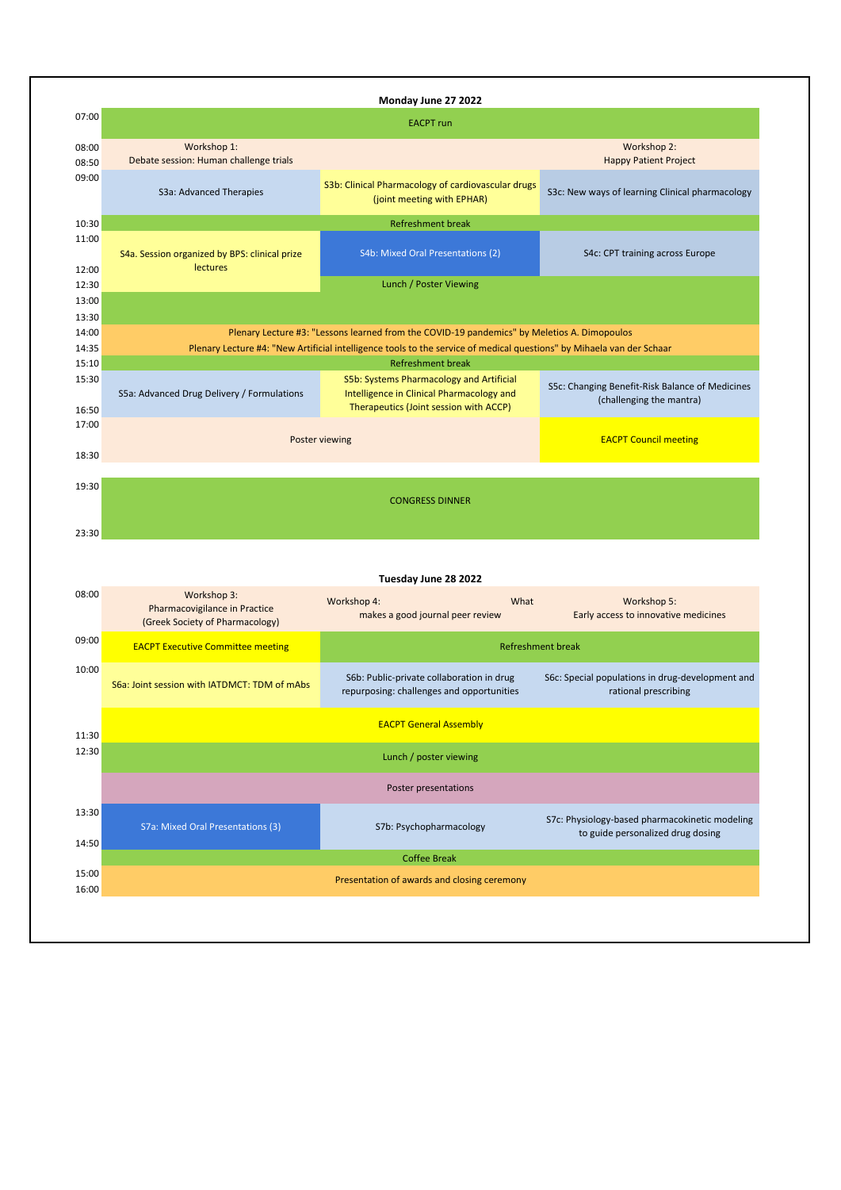**Monday June 27 2022**

| Time | | | |
|---|---|---|---|
| 07:00 | EACPT run | | |
| 08:00–08:50 | Workshop 1: Debate session: Human challenge trials | | Workshop 2: Happy Patient Project |
| 09:00 | S3a: Advanced Therapies | S3b: Clinical Pharmacology of cardiovascular drugs (joint meeting with EPHAR) | S3c: New ways of learning Clinical pharmacology |
| 10:30 | Refreshment break | | |
| 11:00–12:00 | S4a. Session organized by BPS: clinical prize lectures | S4b: Mixed Oral Presentations (2) | S4c: CPT training across Europe |
| 12:30–13:30 | | Lunch / Poster Viewing | |
| 14:00 | Plenary Lecture #3: "Lessons learned from the COVID-19 pandemics" by Meletios A. Dimopoulos | | |
| 14:35 | Plenary Lecture #4: "New Artificial intelligence tools to the service of medical questions" by Mihaela van der Schaar | | |
| 15:10 | Refreshment break | | |
| 15:30–16:50 | S5a: Advanced Drug Delivery / Formulations | S5b: Systems Pharmacology and Artificial Intelligence in Clinical Pharmacology and Therapeutics (Joint session with ACCP) | S5c: Changing Benefit-Risk Balance of Medicines (challenging the mantra) |
| 17:00–18:30 | Poster viewing | | EACPT Council meeting |
| 19:30–23:30 | CONGRESS DINNER | | |

**Tuesday June 28 2022**

| Time | | | |
|---|---|---|---|
| 08:00 | Workshop 3: Pharmacovigilance in Practice (Greek Society of Pharmacology) | Workshop 4: What makes a good journal peer review | Workshop 5: Early access to innovative medicines |
| 09:00 | EACPT Executive Committee meeting | Refreshment break | |
| 10:00 | S6a: Joint session with IATDMCT: TDM of mAbs | S6b: Public-private collaboration in drug repurposing: challenges and opportunities | S6c: Special populations in drug-development and rational prescribing |
| –11:30 | EACPT General Assembly | | |
| 12:30 | Lunch / poster viewing | | |
| | Poster presentations | | |
| 13:30–14:50 | S7a: Mixed Oral Presentations (3) | S7b: Psychopharmacology | S7c: Physiology-based pharmacokinetic modeling to guide personalized drug dosing |
| | Coffee Break | | |
| 15:00–16:00 | Presentation of awards and closing ceremony | | |